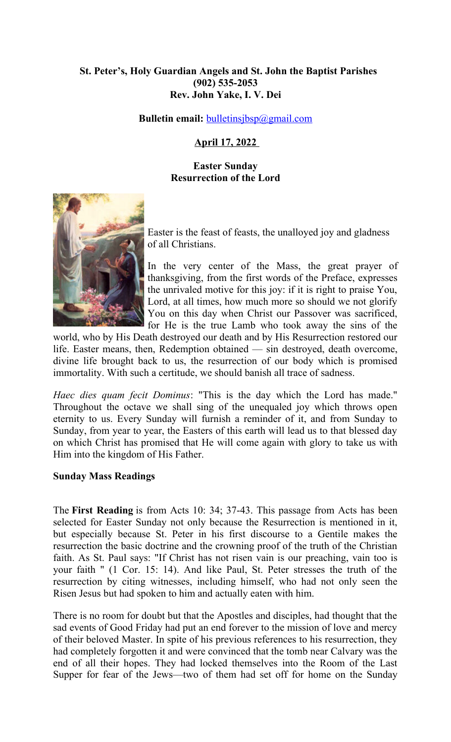**St. Peter's, Holy Guardian Angels and St. John the Baptist Parishes**
**(902) 535-2053**
**Rev. John Yake, I. V. Dei**

**Bulletin email:** bulletinsjbsp@gmail.com

**April 17, 2022**

**Easter Sunday**
**Resurrection of the Lord**

Easter is the feast of feasts, the unalloyed joy and gladness of all Christians.

In the very center of the Mass, the great prayer of thanksgiving, from the first words of the Preface, expresses the unrivaled motive for this joy: if it is right to praise You, Lord, at all times, how much more so should we not glorify You on this day when Christ our Passover was sacrificed, for He is the true Lamb who took away the sins of the world, who by His Death destroyed our death and by His Resurrection restored our life. Easter means, then, Redemption obtained — sin destroyed, death overcome, divine life brought back to us, the resurrection of our body which is promised immortality. With such a certitude, we should banish all trace of sadness.

*Haec dies quam fecit Dominus*: "This is the day which the Lord has made." Throughout the octave we shall sing of the unequaled joy which throws open eternity to us. Every Sunday will furnish a reminder of it, and from Sunday to Sunday, from year to year, the Easters of this earth will lead us to that blessed day on which Christ has promised that He will come again with glory to take us with Him into the kingdom of His Father.

**Sunday Mass Readings**

The **First Reading** is from Acts 10: 34; 37-43. This passage from Acts has been selected for Easter Sunday not only because the Resurrection is mentioned in it, but especially because St. Peter in his first discourse to a Gentile makes the resurrection the basic doctrine and the crowning proof of the truth of the Christian faith. As St. Paul says: "If Christ has not risen vain is our preaching, vain too is your faith " (1 Cor. 15: 14). And like Paul, St. Peter stresses the truth of the resurrection by citing witnesses, including himself, who had not only seen the Risen Jesus but had spoken to him and actually eaten with him.

There is no room for doubt but that the Apostles and disciples, had thought that the sad events of Good Friday had put an end forever to the mission of love and mercy of their beloved Master. In spite of his previous references to his resurrection, they had completely forgotten it and were convinced that the tomb near Calvary was the end of all their hopes. They had locked themselves into the Room of the Last Supper for fear of the Jews—two of them had set off for home on the Sunday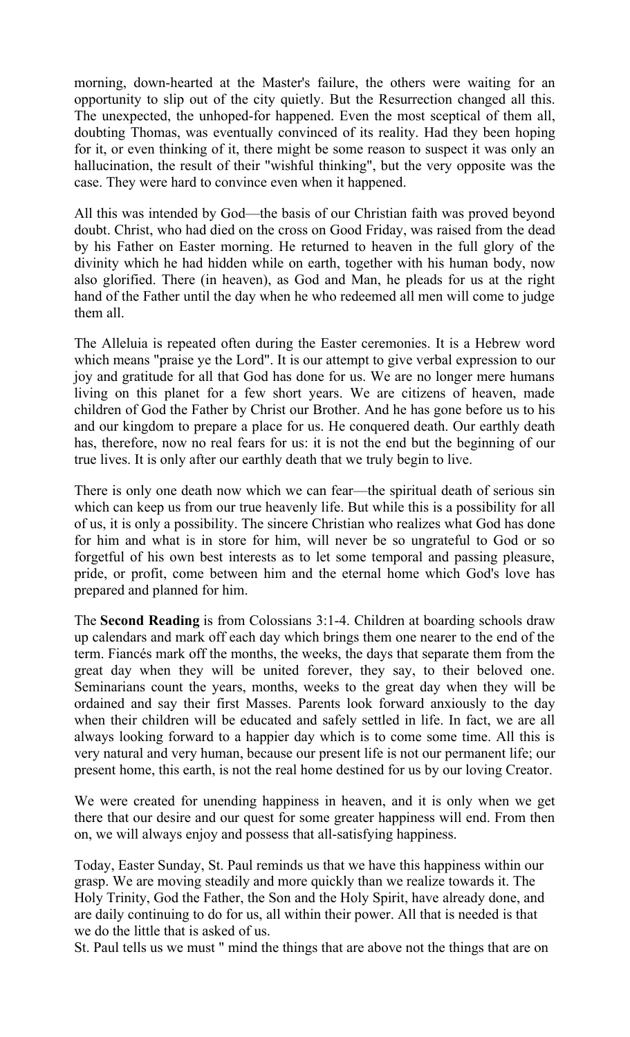morning, down-hearted at the Master's failure, the others were waiting for an opportunity to slip out of the city quietly. But the Resurrection changed all this. The unexpected, the unhoped-for happened. Even the most sceptical of them all, doubting Thomas, was eventually convinced of its reality. Had they been hoping for it, or even thinking of it, there might be some reason to suspect it was only an hallucination, the result of their "wishful thinking", but the very opposite was the case. They were hard to convince even when it happened.

All this was intended by God—the basis of our Christian faith was proved beyond doubt. Christ, who had died on the cross on Good Friday, was raised from the dead by his Father on Easter morning. He returned to heaven in the full glory of the divinity which he had hidden while on earth, together with his human body, now also glorified. There (in heaven), as God and Man, he pleads for us at the right hand of the Father until the day when he who redeemed all men will come to judge them all.

The Alleluia is repeated often during the Easter ceremonies. It is a Hebrew word which means "praise ye the Lord". It is our attempt to give verbal expression to our joy and gratitude for all that God has done for us. We are no longer mere humans living on this planet for a few short years. We are citizens of heaven, made children of God the Father by Christ our Brother. And he has gone before us to his and our kingdom to prepare a place for us. He conquered death. Our earthly death has, therefore, now no real fears for us: it is not the end but the beginning of our true lives. It is only after our earthly death that we truly begin to live.

There is only one death now which we can fear—the spiritual death of serious sin which can keep us from our true heavenly life. But while this is a possibility for all of us, it is only a possibility. The sincere Christian who realizes what God has done for him and what is in store for him, will never be so ungrateful to God or so forgetful of his own best interests as to let some temporal and passing pleasure, pride, or profit, come between him and the eternal home which God's love has prepared and planned for him.

The **Second Reading** is from Colossians 3:1-4. Children at boarding schools draw up calendars and mark off each day which brings them one nearer to the end of the term. Fiancés mark off the months, the weeks, the days that separate them from the great day when they will be united forever, they say, to their beloved one. Seminarians count the years, months, weeks to the great day when they will be ordained and say their first Masses. Parents look forward anxiously to the day when their children will be educated and safely settled in life. In fact, we are all always looking forward to a happier day which is to come some time. All this is very natural and very human, because our present life is not our permanent life; our present home, this earth, is not the real home destined for us by our loving Creator.

We were created for unending happiness in heaven, and it is only when we get there that our desire and our quest for some greater happiness will end. From then on, we will always enjoy and possess that all-satisfying happiness.

Today, Easter Sunday, St. Paul reminds us that we have this happiness within our grasp. We are moving steadily and more quickly than we realize towards it. The Holy Trinity, God the Father, the Son and the Holy Spirit, have already done, and are daily continuing to do for us, all within their power. All that is needed is that we do the little that is asked of us.

St. Paul tells us we must " mind the things that are above not the things that are on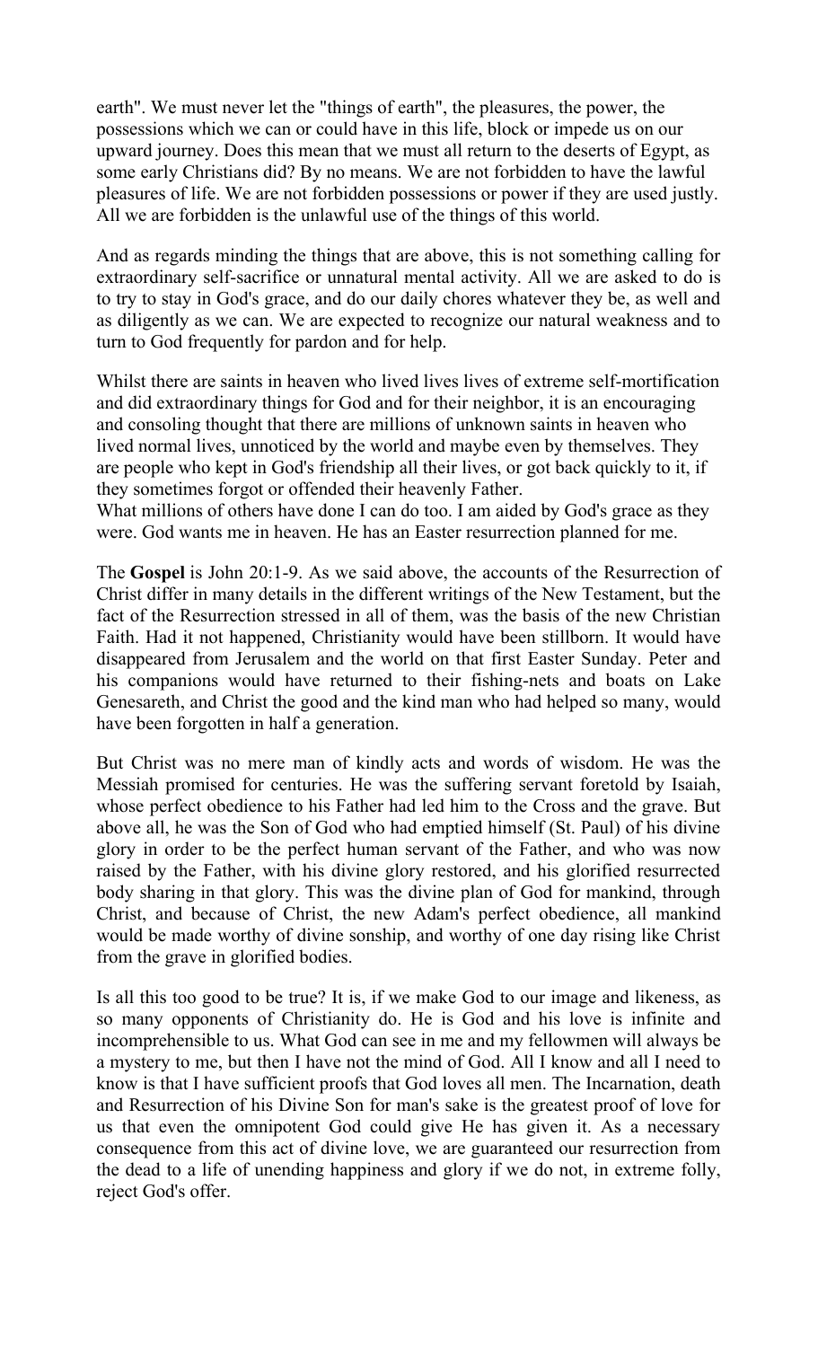earth". We must never let the "things of earth", the pleasures, the power, the possessions which we can or could have in this life, block or impede us on our upward journey. Does this mean that we must all return to the deserts of Egypt, as some early Christians did? By no means. We are not forbidden to have the lawful pleasures of life. We are not forbidden possessions or power if they are used justly. All we are forbidden is the unlawful use of the things of this world.

And as regards minding the things that are above, this is not something calling for extraordinary self-sacrifice or unnatural mental activity. All we are asked to do is to try to stay in God's grace, and do our daily chores whatever they be, as well and as diligently as we can. We are expected to recognize our natural weakness and to turn to God frequently for pardon and for help.

Whilst there are saints in heaven who lived lives lives of extreme self-mortification and did extraordinary things for God and for their neighbor, it is an encouraging and consoling thought that there are millions of unknown saints in heaven who lived normal lives, unnoticed by the world and maybe even by themselves. They are people who kept in God's friendship all their lives, or got back quickly to it, if they sometimes forgot or offended their heavenly Father.
What millions of others have done I can do too. I am aided by God's grace as they were. God wants me in heaven. He has an Easter resurrection planned for me.

The **Gospel** is John 20:1-9. As we said above, the accounts of the Resurrection of Christ differ in many details in the different writings of the New Testament, but the fact of the Resurrection stressed in all of them, was the basis of the new Christian Faith. Had it not happened, Christianity would have been stillborn. It would have disappeared from Jerusalem and the world on that first Easter Sunday. Peter and his companions would have returned to their fishing-nets and boats on Lake Genesareth, and Christ the good and the kind man who had helped so many, would have been forgotten in half a generation.

But Christ was no mere man of kindly acts and words of wisdom. He was the Messiah promised for centuries. He was the suffering servant foretold by Isaiah, whose perfect obedience to his Father had led him to the Cross and the grave. But above all, he was the Son of God who had emptied himself (St. Paul) of his divine glory in order to be the perfect human servant of the Father, and who was now raised by the Father, with his divine glory restored, and his glorified resurrected body sharing in that glory. This was the divine plan of God for mankind, through Christ, and because of Christ, the new Adam's perfect obedience, all mankind would be made worthy of divine sonship, and worthy of one day rising like Christ from the grave in glorified bodies.

Is all this too good to be true? It is, if we make God to our image and likeness, as so many opponents of Christianity do. He is God and his love is infinite and incomprehensible to us. What God can see in me and my fellowmen will always be a mystery to me, but then I have not the mind of God. All I know and all I need to know is that I have sufficient proofs that God loves all men. The Incarnation, death and Resurrection of his Divine Son for man's sake is the greatest proof of love for us that even the omnipotent God could give He has given it. As a necessary consequence from this act of divine love, we are guaranteed our resurrection from the dead to a life of unending happiness and glory if we do not, in extreme folly, reject God's offer.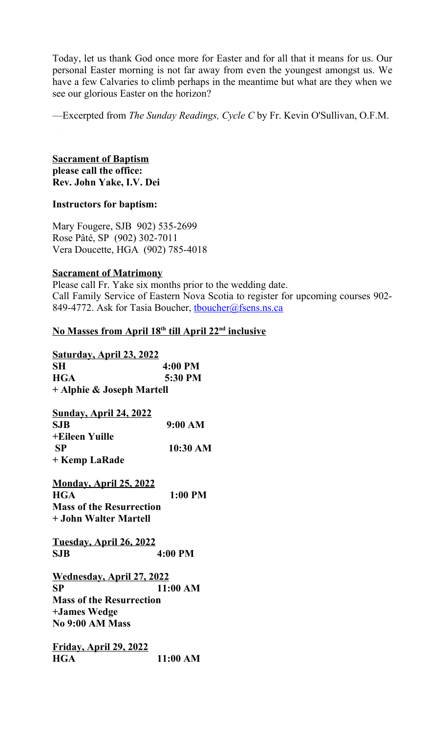Today, let us thank God once more for Easter and for all that it means for us. Our personal Easter morning is not far away from even the youngest amongst us. We have a few Calvaries to climb perhaps in the meantime but what are they when we see our glorious Easter on the horizon?

—Excerpted from *The Sunday Readings, Cycle C* by Fr. Kevin O'Sullivan, O.F.M.

**Sacrament of Baptism**
**please call the office:**
**Rev. John Yake, I.V. Dei**

**Instructors for baptism:**

Mary Fougere, SJB 902) 535-2699
Rose Pâté, SP (902) 302-7011
Vera Doucette, HGA (902) 785-4018

**Sacrament of Matrimony**
Please call Fr. Yake six months prior to the wedding date.
Call Family Service of Eastern Nova Scotia to register for upcoming courses 902-849-4772. Ask for Tasia Boucher, tboucher@fsens.ns.ca

**No Masses from April 18th till April 22nd inclusive**

**Saturday, April 23, 2022**
**SH 4:00 PM**
**HGA 5:30 PM**
**+ Alphie & Joseph Martell**

**Sunday, April 24, 2022**
**SJB 9:00 AM**
**+Eileen Yuille**
**SP 10:30 AM**
**+ Kemp LaRade**

**Monday, April 25, 2022**
**HGA 1:00 PM**
**Mass of the Resurrection**
**+ John Walter Martell**

**Tuesday, April 26, 2022**
**SJB 4:00 PM**

**Wednesday, April 27, 2022**
**SP 11:00 AM**
**Mass of the Resurrection**
**+James Wedge**
**No 9:00 AM Mass**

**Friday, April 29, 2022**
**HGA 11:00 AM**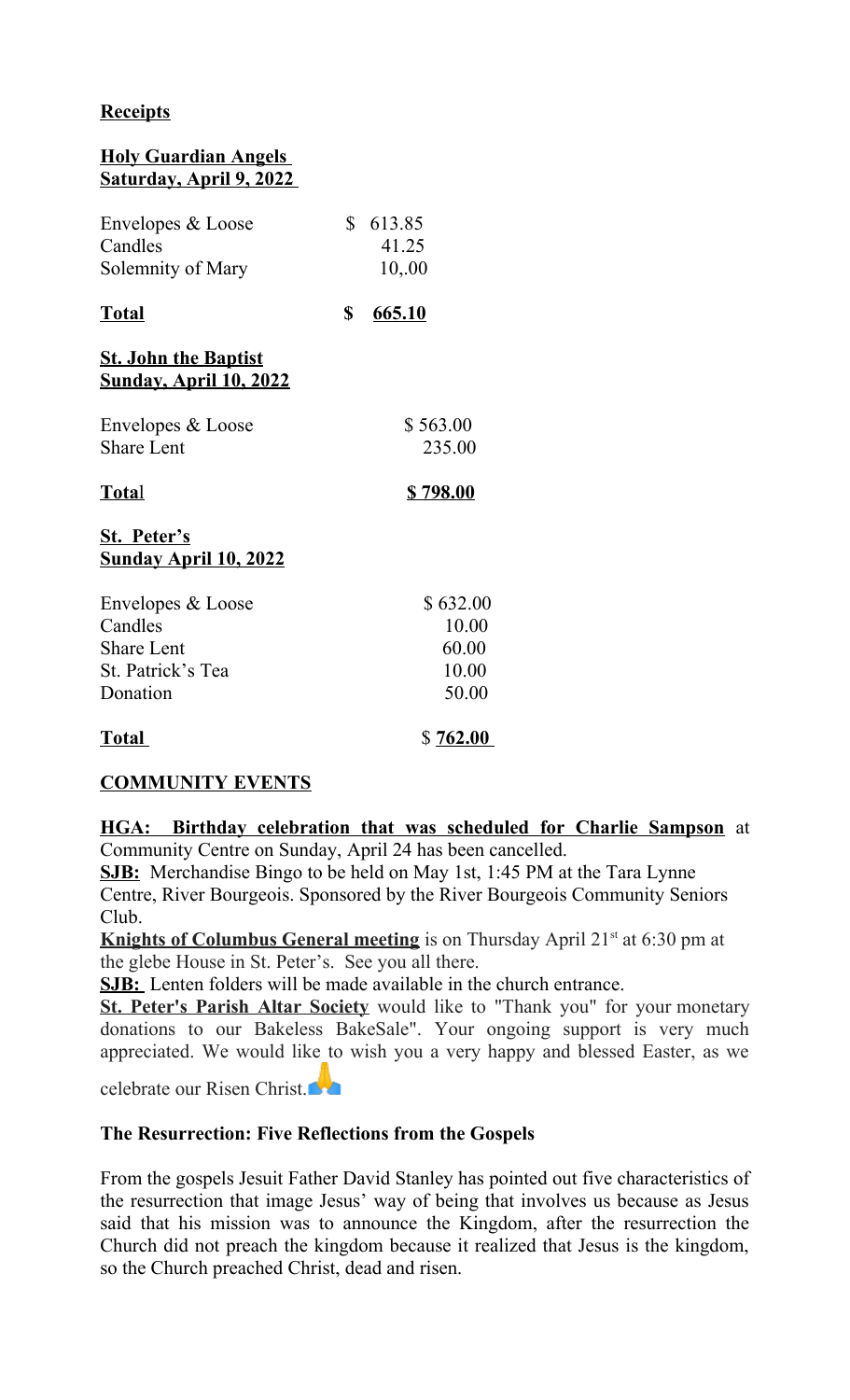**Receipts**

**Holy Guardian Angels**
**Saturday, April 9, 2022**

| | |
|---|---|
| Envelopes & Loose | $ 613.85 |
| Candles | 41.25 |
| Solemnity of Mary | 10,.00 |
| **Total** | **$ 665.10** |

**St. John the Baptist**
**Sunday, April 10, 2022**

| | |
|---|---|
| Envelopes & Loose | $ 563.00 |
| Share Lent | 235.00 |
| **Total** | **$ 798.00** |

**St. Peter's**
**Sunday April 10, 2022**

| | |
|---|---|
| Envelopes & Loose | $ 632.00 |
| Candles | 10.00 |
| Share Lent | 60.00 |
| St. Patrick's Tea | 10.00 |
| Donation | 50.00 |
| **Total** | $ **762.00** |

**COMMUNITY EVENTS**

**HGA: Birthday celebration that was scheduled for Charlie Sampson** at Community Centre on Sunday, April 24 has been cancelled.

**SJB:** Merchandise Bingo to be held on May 1st, 1:45 PM at the Tara Lynne Centre, River Bourgeois. Sponsored by the River Bourgeois Community Seniors Club.

**Knights of Columbus General meeting** is on Thursday April 21st at 6:30 pm at the glebe House in St. Peter's. See you all there.

**SJB:** Lenten folders will be made available in the church entrance.

**St. Peter's Parish Altar Society** would like to "Thank you" for your monetary donations to our Bakeless BakeSale". Your ongoing support is very much appreciated. We would like to wish you a very happy and blessed Easter, as we celebrate our Risen Christ.🙏

**The Resurrection: Five Reflections from the Gospels**

From the gospels Jesuit Father David Stanley has pointed out five characteristics of the resurrection that image Jesus' way of being that involves us because as Jesus said that his mission was to announce the Kingdom, after the resurrection the Church did not preach the kingdom because it realized that Jesus is the kingdom, so the Church preached Christ, dead and risen.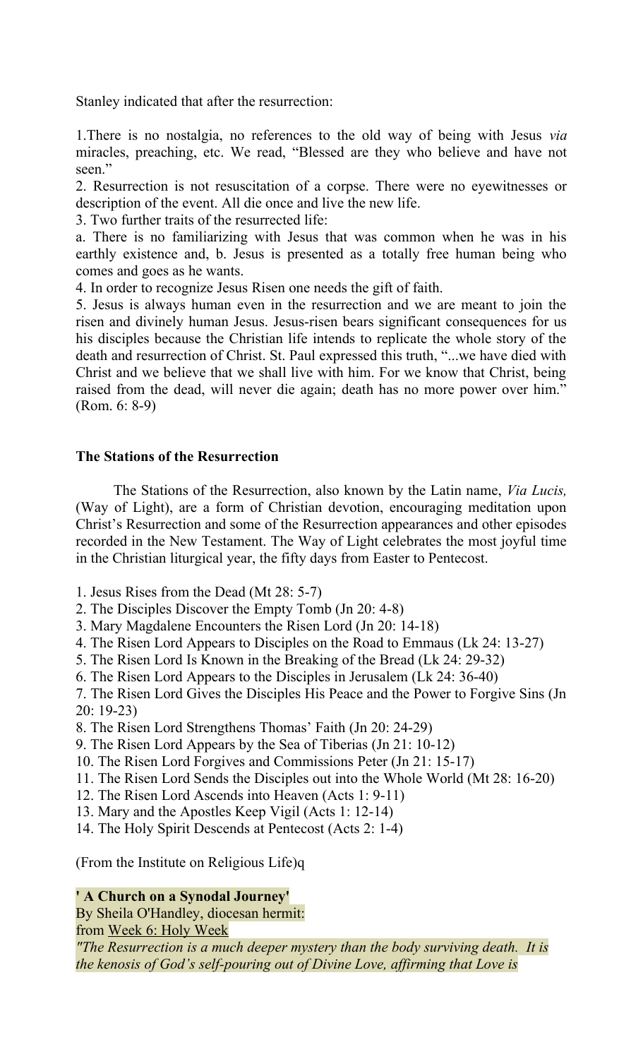Stanley indicated that after the resurrection:

1.There is no nostalgia, no references to the old way of being with Jesus *via* miracles, preaching, etc. We read, "Blessed are they who believe and have not seen."
2. Resurrection is not resuscitation of a corpse. There were no eyewitnesses or description of the event. All die once and live the new life.
3. Two further traits of the resurrected life:
a. There is no familiarizing with Jesus that was common when he was in his earthly existence and, b. Jesus is presented as a totally free human being who comes and goes as he wants.
4. In order to recognize Jesus Risen one needs the gift of faith.
5. Jesus is always human even in the resurrection and we are meant to join the risen and divinely human Jesus. Jesus-risen bears significant consequences for us his disciples because the Christian life intends to replicate the whole story of the death and resurrection of Christ. St. Paul expressed this truth, "...we have died with Christ and we believe that we shall live with him. For we know that Christ, being raised from the dead, will never die again; death has no more power over him." (Rom. 6: 8-9)

**The Stations of the Resurrection**

The Stations of the Resurrection, also known by the Latin name, *Via Lucis,* (Way of Light), are a form of Christian devotion, encouraging meditation upon Christ's Resurrection and some of the Resurrection appearances and other episodes recorded in the New Testament. The Way of Light celebrates the most joyful time in the Christian liturgical year, the fifty days from Easter to Pentecost.

1. Jesus Rises from the Dead (Mt 28: 5-7)
2. The Disciples Discover the Empty Tomb (Jn 20: 4-8)
3. Mary Magdalene Encounters the Risen Lord (Jn 20: 14-18)
4. The Risen Lord Appears to Disciples on the Road to Emmaus (Lk 24: 13-27)
5. The Risen Lord Is Known in the Breaking of the Bread (Lk 24: 29-32)
6. The Risen Lord Appears to the Disciples in Jerusalem (Lk 24: 36-40)
7. The Risen Lord Gives the Disciples His Peace and the Power to Forgive Sins (Jn 20: 19-23)
8. The Risen Lord Strengthens Thomas' Faith (Jn 20: 24-29)
9. The Risen Lord Appears by the Sea of Tiberias (Jn 21: 10-12)
10. The Risen Lord Forgives and Commissions Peter (Jn 21: 15-17)
11. The Risen Lord Sends the Disciples out into the Whole World (Mt 28: 16-20)
12. The Risen Lord Ascends into Heaven (Acts 1: 9-11)
13. Mary and the Apostles Keep Vigil (Acts 1: 12-14)
14. The Holy Spirit Descends at Pentecost (Acts 2: 1-4)

(From the Institute on Religious Life)q

**' A Church on a Synodal Journey'**
By Sheila O'Handley, diocesan hermit:
from Week 6: Holy Week
*"The Resurrection is a much deeper mystery than the body surviving death. It is the kenosis of God's self-pouring out of Divine Love, affirming that Love is*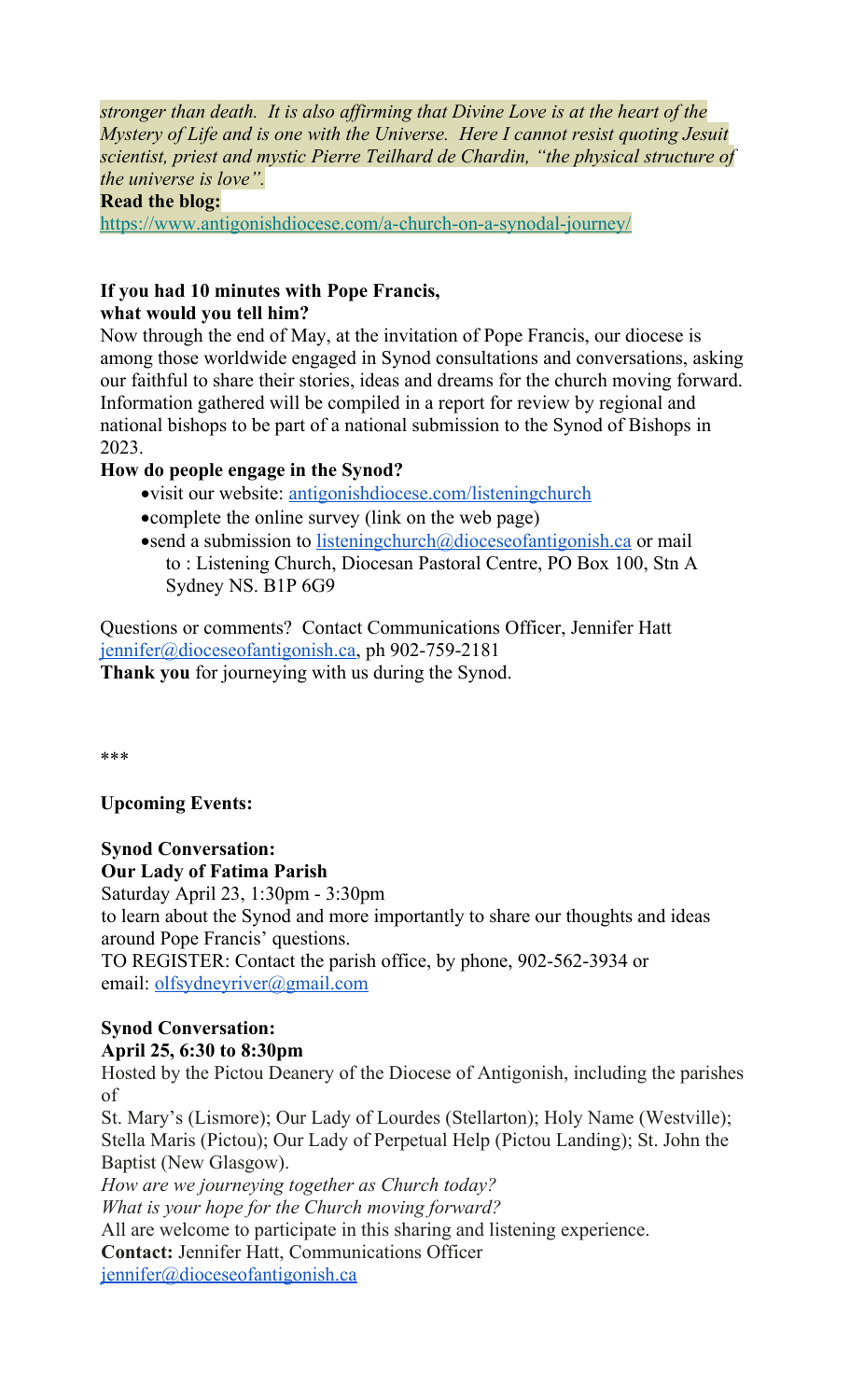*stronger than death. It is also affirming that Divine Love is at the heart of the Mystery of Life and is one with the Universe. Here I cannot resist quoting Jesuit scientist, priest and mystic Pierre Teilhard de Chardin, "the physical structure of the universe is love".*

**Read the blog:**
https://www.antigonishdiocese.com/a-church-on-a-synodal-journey/

**If you had 10 minutes with Pope Francis, what would you tell him?**

Now through the end of May, at the invitation of Pope Francis, our diocese is among those worldwide engaged in Synod consultations and conversations, asking our faithful to share their stories, ideas and dreams for the church moving forward. Information gathered will be compiled in a report for review by regional and national bishops to be part of a national submission to the Synod of Bishops in 2023.

**How do people engage in the Synod?**

- visit our website: antigonishdiocese.com/listeningchurch
- complete the online survey (link on the web page)
- send a submission to listeningchurch@dioceseofantigonish.ca or mail to : Listening Church, Diocesan Pastoral Centre, PO Box 100, Stn A Sydney NS. B1P 6G9

Questions or comments? Contact Communications Officer, Jennifer Hatt jennifer@dioceseofantigonish.ca, ph 902-759-2181

**Thank you** for journeying with us during the Synod.

***

**Upcoming Events:**

**Synod Conversation:**
**Our Lady of Fatima Parish**

Saturday April 23, 1:30pm - 3:30pm
to learn about the Synod and more importantly to share our thoughts and ideas around Pope Francis' questions.
TO REGISTER: Contact the parish office, by phone, 902-562-3934 or email: olfsydneyriver@gmail.com

**Synod Conversation:**
**April 25, 6:30 to 8:30pm**

Hosted by the Pictou Deanery of the Diocese of Antigonish, including the parishes of
St. Mary's (Lismore); Our Lady of Lourdes (Stellarton); Holy Name (Westville); Stella Maris (Pictou); Our Lady of Perpetual Help (Pictou Landing); St. John the Baptist (New Glasgow).

*How are we journeying together as Church today?*
*What is your hope for the Church moving forward?*

All are welcome to participate in this sharing and listening experience.
**Contact:** Jennifer Hatt, Communications Officer
jennifer@dioceseofantigonish.ca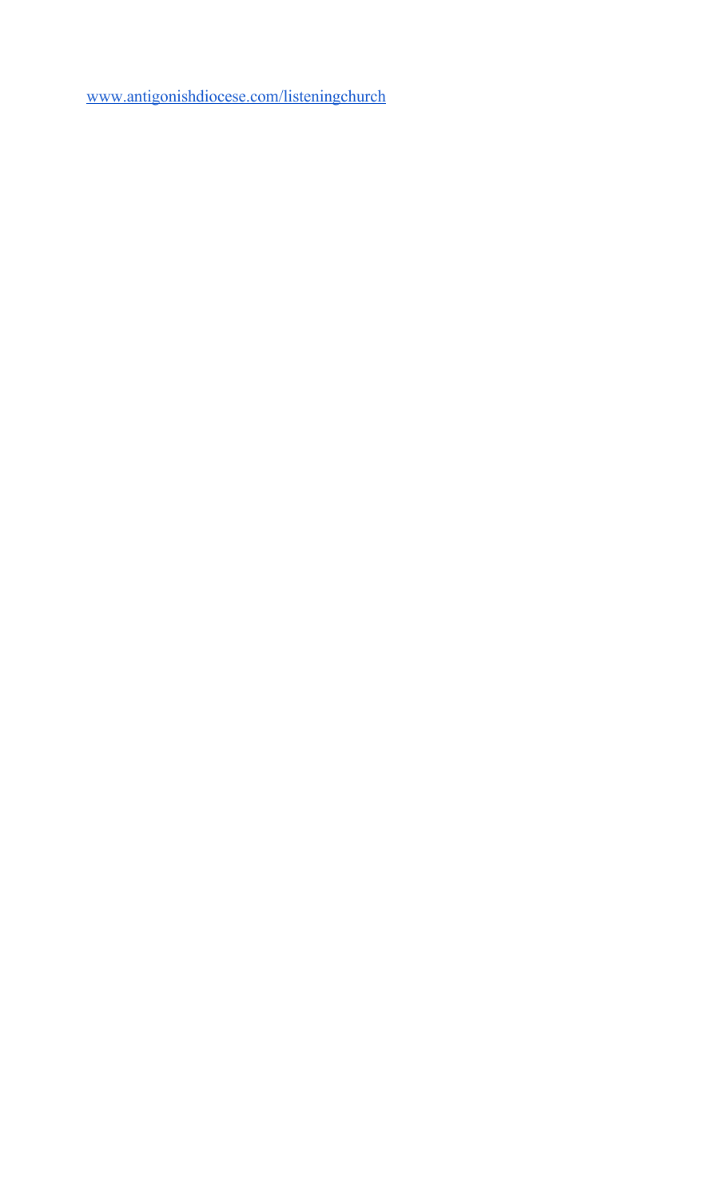www.antigonishdiocese.com/listeningchurch